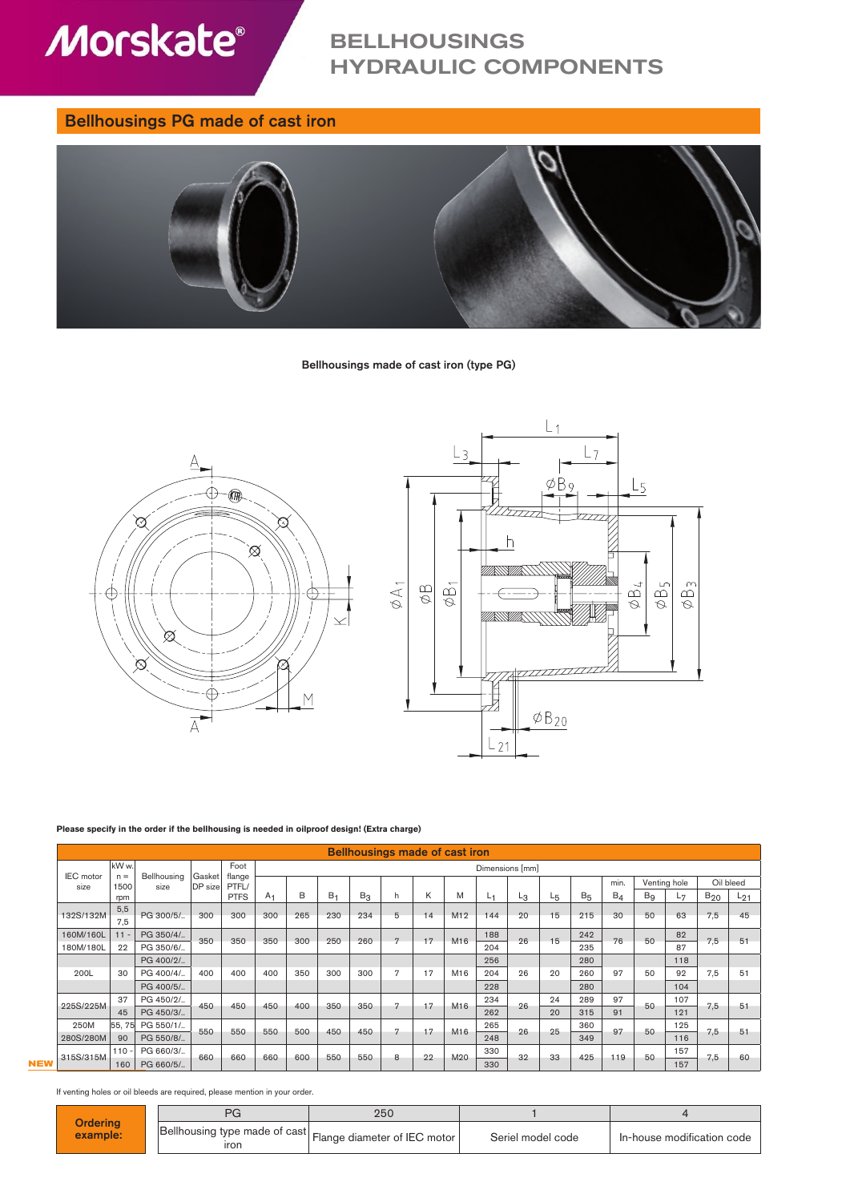# BELLHOUSINGS HYDRAULIC COMPONENTS

## Bellhousings PG made of cast iron

Bellhousings made of cast iron (type PG)

**Please specify in the order if the bellhousing is needed in oilproof design! (Extra charge)**

**Bellhousings made of cast iron**

| IEC motor size | kW w. n = 1500 rpm | Bellhousing size | Gasket DP size | Foot flange PTFL/ PTFS | Dimensions [mm] | | | | | | | | | | | min. | Venting hole | | Oil bleed | |
|---|---|---|---|---|---|---|---|---|---|---|---|---|---|---|---|---|---|---|---|---|
| | | | | | $A_1$ | B | $B_1$ | $B_3$ | h | K | M | $L_1$ | $L_3$ | $L_5$ | $B_5$ | $B_4$ | $B_9$ | $L_7$ | $B_{20}$ | $L_{21}$ |
| 132S/132M | 5,5 7,5 | PG 300/5/.. | 300 | 300 | 300 | 265 | 230 | 234 | 5 | 14 | M12 | 144 | 20 | 15 | 215 | 30 | 50 | 63 | 7,5 | 45 |
| 160M/160L | 11 - | PG 350/4/.. | 350 | 350 | 350 | 300 | 250 | 260 | 7 | 17 | M16 | 188 | 26 | 15 | 242 | 76 | 50 | 82 | 7,5 | 51 |
| 180M/180L | 22 | PG 350/6/.. | | | | | | | | | | 204 | | | 235 | | | 87 | | |
| | | PG 400/2/.. | | | | | | | | | | 256 | | | 280 | | | 118 | | |
| 200L | 30 | PG 400/4/.. | 400 | 400 | 400 | 350 | 300 | 300 | 7 | 17 | M16 | 204 | 26 | 20 | 260 | 97 | 50 | 92 | 7,5 | 51 |
| | | PG 400/5/.. | | | | | | | | | | 228 | | | 280 | | | 104 | | |
| 225S/225M | 37 | PG 450/2/.. | 450 | 450 | 450 | 400 | 350 | 350 | 7 | 17 | M16 | 234 | 26 | 24 | 289 | 97 | 50 | 107 | 7,5 | 51 |
| | 45 | PG 450/3/.. | | | | | | | | | | 262 | | 20 | 315 | 91 | | 121 | | |
| 250M | 55, 75 | PG 550/1/.. | 550 | 550 | 550 | 500 | 450 | 450 | 7 | 17 | M16 | 265 | 26 | 25 | 360 | 97 | 50 | 125 | 7,5 | 51 |
| 280S/280M | 90 | PG 550/8/.. | | | | | | | | | | 248 | | | 349 | | | 116 | | |
| NEW 315S/315M | 110 - | PG 660/3/.. | 660 | 660 | 660 | 600 | 550 | 550 | 8 | 22 | M20 | 330 | 32 | 33 | 425 | 119 | 50 | 157 | 7,5 | 60 |
| | 160 | PG 660/5/.. | | | | | | | | | | 330 | | | | | | 157 | | |

If venting holes or oil bleeds are required, please mention in your order.

| **Ordering example:** | PG | 250 | 1 | 4 |
|---|---|---|---|---|
| | Bellhousing type made of cast iron | Flange diameter of IEC motor | Seriel model code | In-house modification code |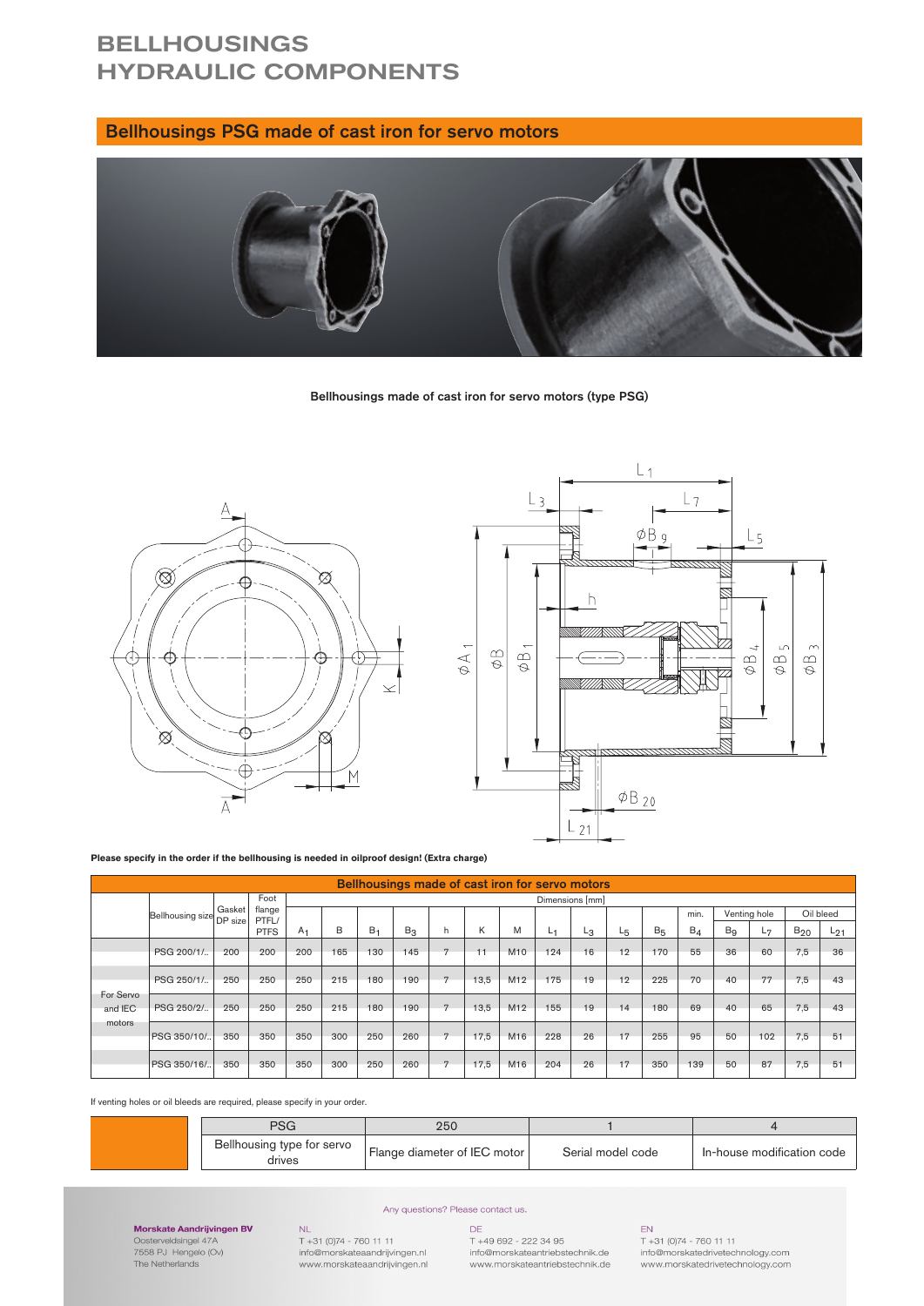# BELLHOUSINGS
# HYDRAULIC COMPONENTS

## Bellhousings PSG made of cast iron for servo motors

Bellhousings made of cast iron for servo motors (type PSG)

**Please specify in the order if the bellhousing is needed in oilproof design! (Extra charge)**

| Bellhousings made of cast iron for servo motors | | | | | | | | | | | | | | | | | | | |
|---|---|---|---|---|---|---|---|---|---|---|---|---|---|---|---|---|---|---|---|
| | Bellhousing size | Gasket DP size | Foot flange PTFL/ PTFS | Dimensions [mm] | | | | | | | | | | | min. | Venting hole | | Oil bleed | |
| | | | | $A_1$ | B | $B_1$ | $B_3$ | h | K | M | $L_1$ | $L_3$ | $L_5$ | $B_5$ | $B_4$ | $B_9$ | $L_7$ | $B_{20}$ | $L_{21}$ |
| For Servo and IEC motors | PSG 200/1/.. | 200 | 200 | 200 | 165 | 130 | 145 | 7 | 11 | M10 | 124 | 16 | 12 | 170 | 55 | 36 | 60 | 7,5 | 36 |
| | PSG 250/1/.. | 250 | 250 | 250 | 215 | 180 | 190 | 7 | 13,5 | M12 | 175 | 19 | 12 | 225 | 70 | 40 | 77 | 7,5 | 43 |
| | PSG 250/2/.. | 250 | 250 | 250 | 215 | 180 | 190 | 7 | 13,5 | M12 | 155 | 19 | 14 | 180 | 69 | 40 | 65 | 7,5 | 43 |
| | PSG 350/10/.. | 350 | 350 | 350 | 300 | 250 | 260 | 7 | 17,5 | M16 | 228 | 26 | 17 | 255 | 95 | 50 | 102 | 7,5 | 51 |
| | PSG 350/16/.. | 350 | 350 | 350 | 300 | 250 | 260 | 7 | 17,5 | M16 | 204 | 26 | 17 | 350 | 139 | 50 | 87 | 7,5 | 51 |

If venting holes or oil bleeds are required, please specify in your order.

| PSG | 250 | 1 | 4 |
|---|---|---|---|
| Bellhousing type for servo drives | Flange diameter of IEC motor | Serial model code | In-house modification code |

Any questions? Please contact us.

**Morskate Aandrijvingen BV**
Oosterveldsingel 47A
7558 PJ Hengelo (Ov)
The Netherlands

NL
T +31 (0)74 - 760 11 11
info@morskateaandrijvingen.nl
www.morskateaandrijvingen.nl

DE
T +49 692 - 222 34 95
info@morskateantriebstechnik.de
www.morskateantriebstechnik.de

EN
T +31 (0)74 - 760 11 11
info@morskatedrivetechnology.com
www.morskatedrivetechnology.com